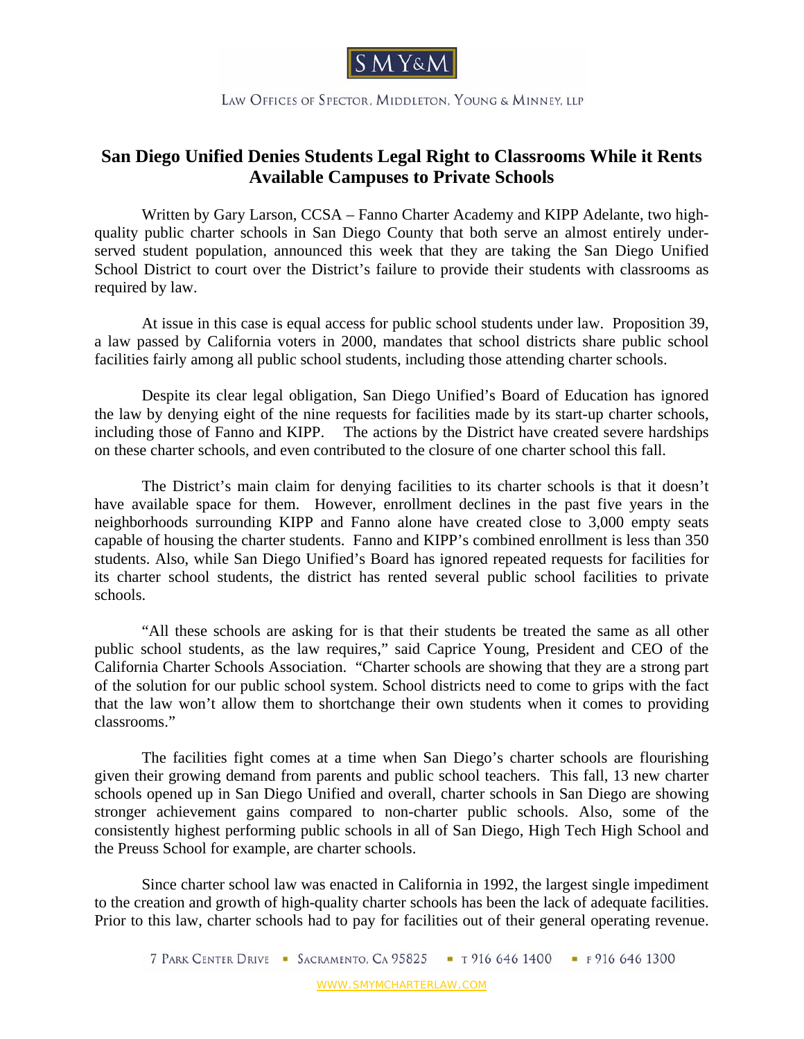SMY&M

LAW OFFICES OF SPECTOR, MIDDLETON, YOUNG & MINNEY, LLP

# San Diego Unified Denies Students Legal Right to Classrooms While it Rents Available Campuses to Private Schools

Written by Gary Larson, CCSA – Fanno Charter Academy and KIPP Adelante, two high-quality public charter schools in San Diego County that both serve an almost entirely under-served student population, announced this week that they are taking the San Diego Unified School District to court over the District's failure to provide their students with classrooms as required by law.

At issue in this case is equal access for public school students under law. Proposition 39, a law passed by California voters in 2000, mandates that school districts share public school facilities fairly among all public school students, including those attending charter schools.

Despite its clear legal obligation, San Diego Unified's Board of Education has ignored the law by denying eight of the nine requests for facilities made by its start-up charter schools, including those of Fanno and KIPP. The actions by the District have created severe hardships on these charter schools, and even contributed to the closure of one charter school this fall.

The District's main claim for denying facilities to its charter schools is that it doesn't have available space for them. However, enrollment declines in the past five years in the neighborhoods surrounding KIPP and Fanno alone have created close to 3,000 empty seats capable of housing the charter students. Fanno and KIPP's combined enrollment is less than 350 students. Also, while San Diego Unified's Board has ignored repeated requests for facilities for its charter school students, the district has rented several public school facilities to private schools.

"All these schools are asking for is that their students be treated the same as all other public school students, as the law requires," said Caprice Young, President and CEO of the California Charter Schools Association. "Charter schools are showing that they are a strong part of the solution for our public school system. School districts need to come to grips with the fact that the law won't allow them to shortchange their own students when it comes to providing classrooms."

The facilities fight comes at a time when San Diego's charter schools are flourishing given their growing demand from parents and public school teachers. This fall, 13 new charter schools opened up in San Diego Unified and overall, charter schools in San Diego are showing stronger achievement gains compared to non-charter public schools. Also, some of the consistently highest performing public schools in all of San Diego, High Tech High School and the Preuss School for example, are charter schools.

Since charter school law was enacted in California in 1992, the largest single impediment to the creation and growth of high-quality charter schools has been the lack of adequate facilities. Prior to this law, charter schools had to pay for facilities out of their general operating revenue.

7 PARK CENTER DRIVE ▪ SACRAMENTO, CA 95825 ▪ T 916 646 1400 ▪ F 916 646 1300

WWW.SMYMCHARTERLAW.COM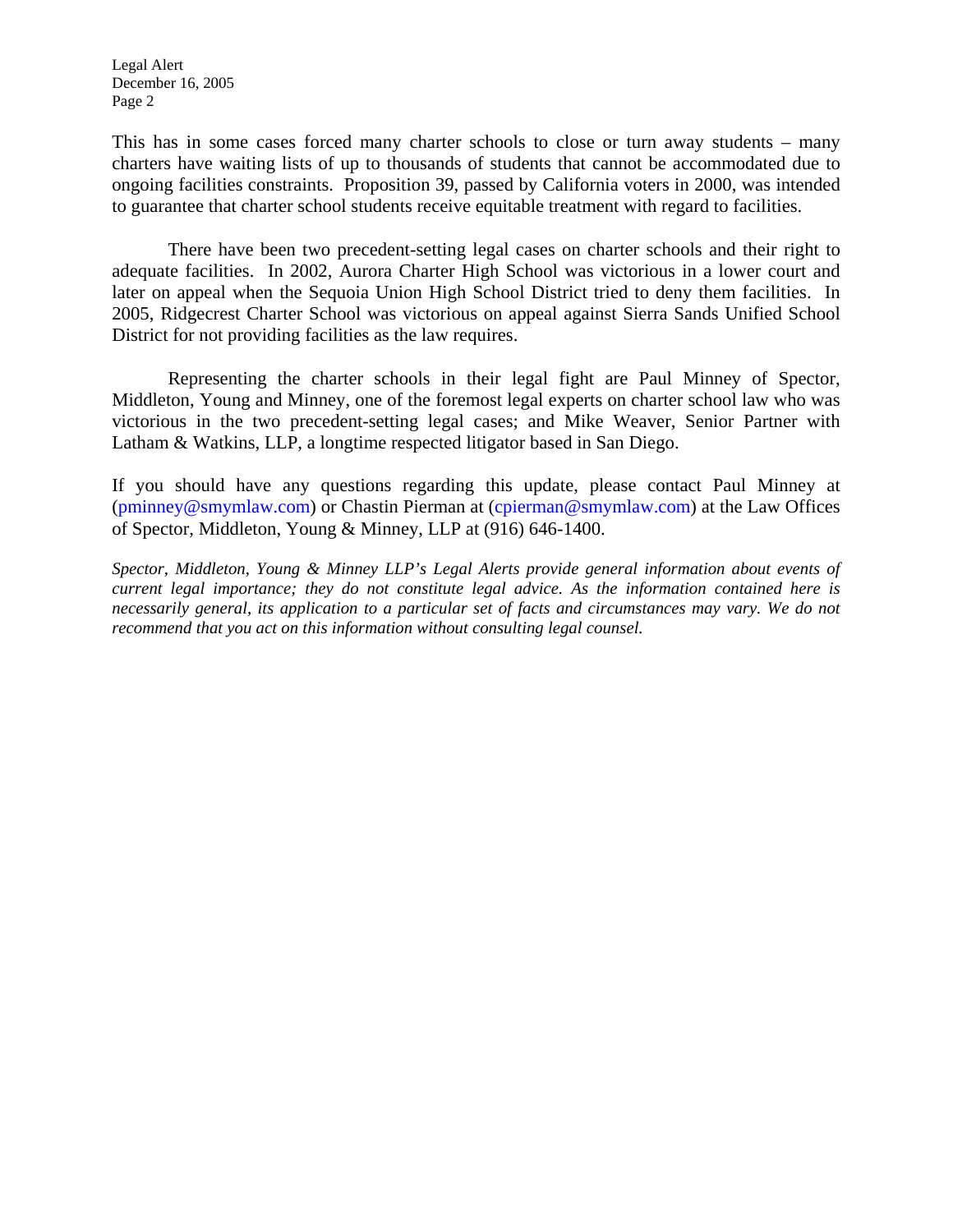This has in some cases forced many charter schools to close or turn away students – many charters have waiting lists of up to thousands of students that cannot be accommodated due to ongoing facilities constraints. Proposition 39, passed by California voters in 2000, was intended to guarantee that charter school students receive equitable treatment with regard to facilities.

There have been two precedent-setting legal cases on charter schools and their right to adequate facilities. In 2002, Aurora Charter High School was victorious in a lower court and later on appeal when the Sequoia Union High School District tried to deny them facilities. In 2005, Ridgecrest Charter School was victorious on appeal against Sierra Sands Unified School District for not providing facilities as the law requires.

Representing the charter schools in their legal fight are Paul Minney of Spector, Middleton, Young and Minney, one of the foremost legal experts on charter school law who was victorious in the two precedent-setting legal cases; and Mike Weaver, Senior Partner with Latham & Watkins, LLP, a longtime respected litigator based in San Diego.

If you should have any questions regarding this update, please contact Paul Minney at (pminney@smymlaw.com) or Chastin Pierman at (cpierman@smymlaw.com) at the Law Offices of Spector, Middleton, Young & Minney, LLP at (916) 646-1400.

*Spector, Middleton, Young & Minney LLP's Legal Alerts provide general information about events of current legal importance; they do not constitute legal advice. As the information contained here is necessarily general, its application to a particular set of facts and circumstances may vary. We do not recommend that you act on this information without consulting legal counsel.*